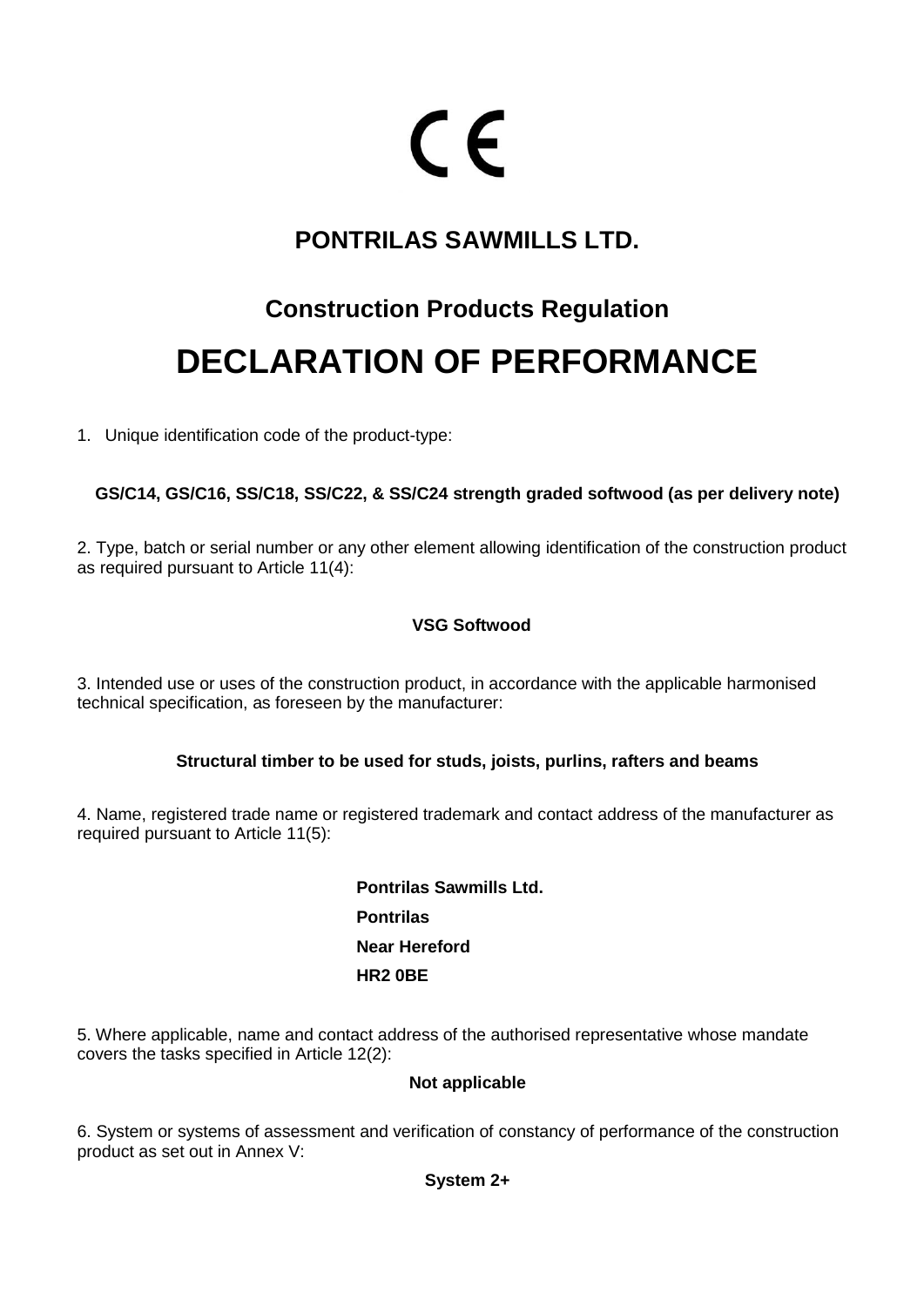CE

# PONTRILAS SAWMILLS LTD.

## Construction Products Regulation

# DECLARATION OF PERFORMANCE

1. Unique identification code of the product-type:

**GS/C14, GS/C16, SS/C18, SS/C22, & SS/C24 strength graded softwood (as per delivery note)**

2. Type, batch or serial number or any other element allowing identification of the construction product as required pursuant to Article 11(4):

**VSG Softwood**

3. Intended use or uses of the construction product, in accordance with the applicable harmonised technical specification, as foreseen by the manufacturer:

**Structural timber to be used for studs, joists, purlins, rafters and beams**

4. Name, registered trade name or registered trademark and contact address of the manufacturer as required pursuant to Article 11(5):

**Pontrilas Sawmills Ltd.**

**Pontrilas**

**Near Hereford**

**HR2 0BE**

5. Where applicable, name and contact address of the authorised representative whose mandate covers the tasks specified in Article 12(2):

**Not applicable**

6. System or systems of assessment and verification of constancy of performance of the construction product as set out in Annex V:

**System 2+**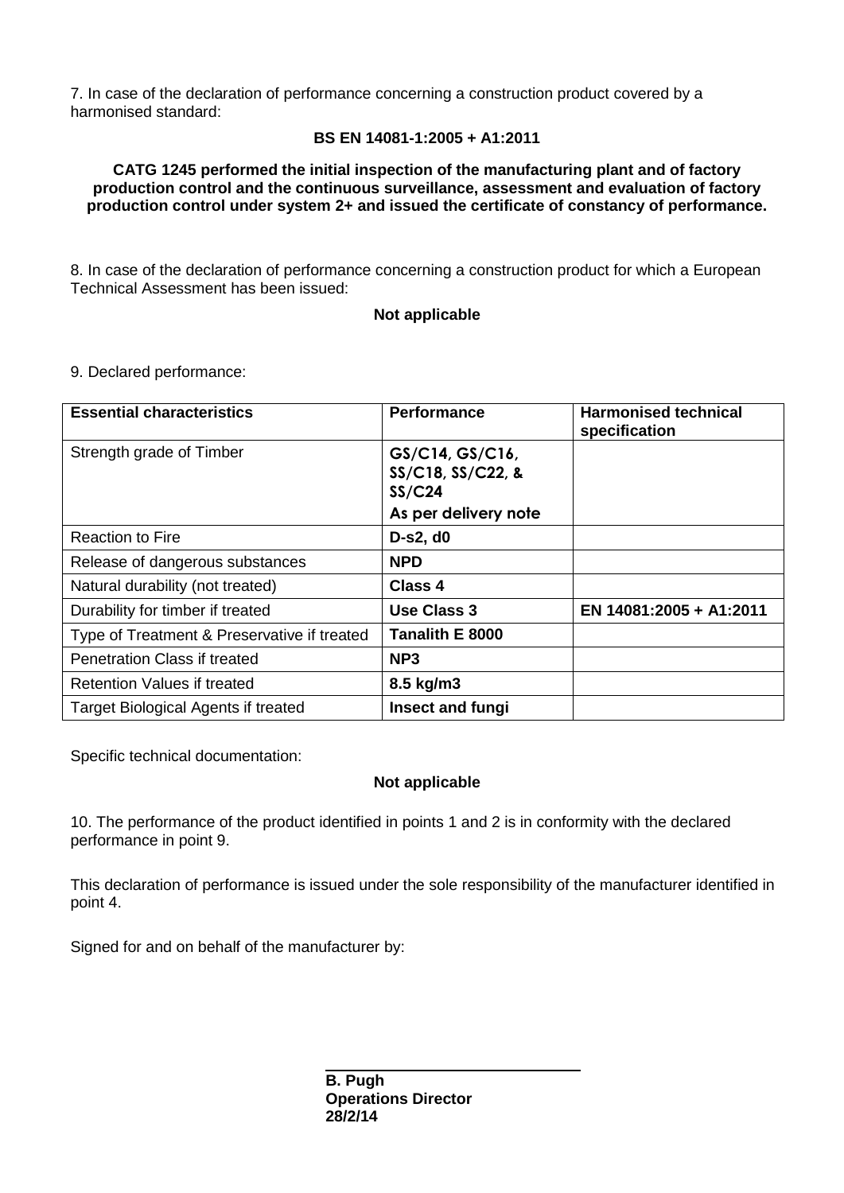7. In case of the declaration of performance concerning a construction product covered by a harmonised standard:

**BS EN 14081-1:2005 + A1:2011**

**CATG 1245 performed the initial inspection of the manufacturing plant and of factory production control and the continuous surveillance, assessment and evaluation of factory production control under system 2+ and issued the certificate of constancy of performance.**

8. In case of the declaration of performance concerning a construction product for which a European Technical Assessment has been issued:

**Not applicable**

9. Declared performance:

| **Essential characteristics** | **Performance** | **Harmonised technical specification** |
|---|---|---|
| Strength grade of Timber | **GS/C14, GS/C16, SS/C18, SS/C22, & SS/C24**<br>**As per delivery note** | |
| Reaction to Fire | **D-s2, d0** | |
| Release of dangerous substances | **NPD** | |
| Natural durability (not treated) | **Class 4** | |
| Durability for timber if treated | **Use Class 3** | **EN 14081:2005 + A1:2011** |
| Type of Treatment & Preservative if treated | **Tanalith E 8000** | |
| Penetration Class if treated | **NP3** | |
| Retention Values if treated | **8.5 kg/m3** | |
| Target Biological Agents if treated | **Insect and fungi** | |

Specific technical documentation:

**Not applicable**

10. The performance of the product identified in points 1 and 2 is in conformity with the declared performance in point 9.

This declaration of performance is issued under the sole responsibility of the manufacturer identified in point 4.

Signed for and on behalf of the manufacturer by:

**B. Pugh**
**Operations Director**
**28/2/14**